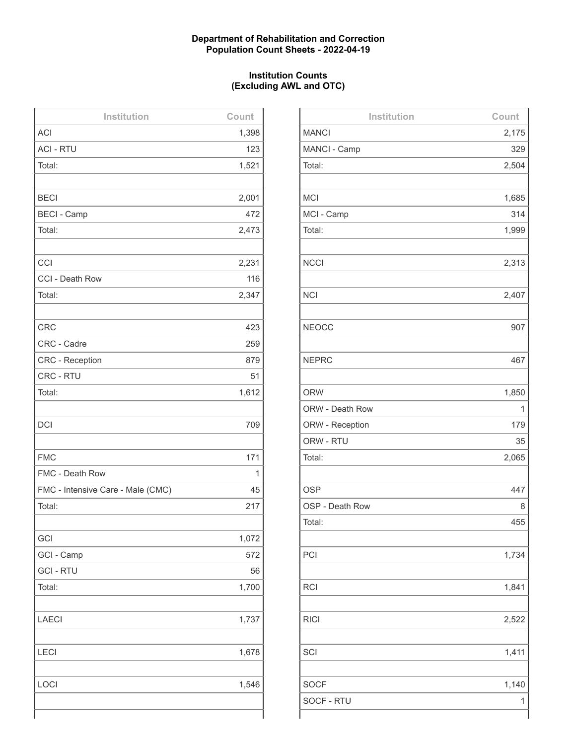**Department of Rehabilitation and Correction**
**Population Count Sheets - 2022-04-19**

**Institution Counts**
**(Excluding AWL and OTC)**

| Institution | Count |
|---|---|
| ACI | 1,398 |
| ACI - RTU | 123 |
| Total: | 1,521 |
| | |
| BECI | 2,001 |
| BECI - Camp | 472 |
| Total: | 2,473 |
| | |
| CCI | 2,231 |
| CCI - Death Row | 116 |
| Total: | 2,347 |
| | |
| CRC | 423 |
| CRC - Cadre | 259 |
| CRC - Reception | 879 |
| CRC - RTU | 51 |
| Total: | 1,612 |
| | |
| DCI | 709 |
| | |
| FMC | 171 |
| FMC - Death Row | 1 |
| FMC - Intensive Care - Male (CMC) | 45 |
| Total: | 217 |
| | |
| GCI | 1,072 |
| GCI - Camp | 572 |
| GCI - RTU | 56 |
| Total: | 1,700 |
| | |
| LAECI | 1,737 |
| | |
| LECI | 1,678 |
| | |
| LOCI | 1,546 |
| | |

| Institution | Count |
|---|---|
| MANCI | 2,175 |
| MANCI - Camp | 329 |
| Total: | 2,504 |
| | |
| MCI | 1,685 |
| MCI - Camp | 314 |
| Total: | 1,999 |
| | |
| NCCI | 2,313 |
| | |
| NCI | 2,407 |
| | |
| NEOCC | 907 |
| | |
| NEPRC | 467 |
| | |
| ORW | 1,850 |
| ORW - Death Row | 1 |
| ORW - Reception | 179 |
| ORW - RTU | 35 |
| Total: | 2,065 |
| | |
| OSP | 447 |
| OSP - Death Row | 8 |
| Total: | 455 |
| | |
| PCI | 1,734 |
| | |
| RCI | 1,841 |
| | |
| RICI | 2,522 |
| | |
| SCI | 1,411 |
| | |
| SOCF | 1,140 |
| SOCF - RTU | 1 |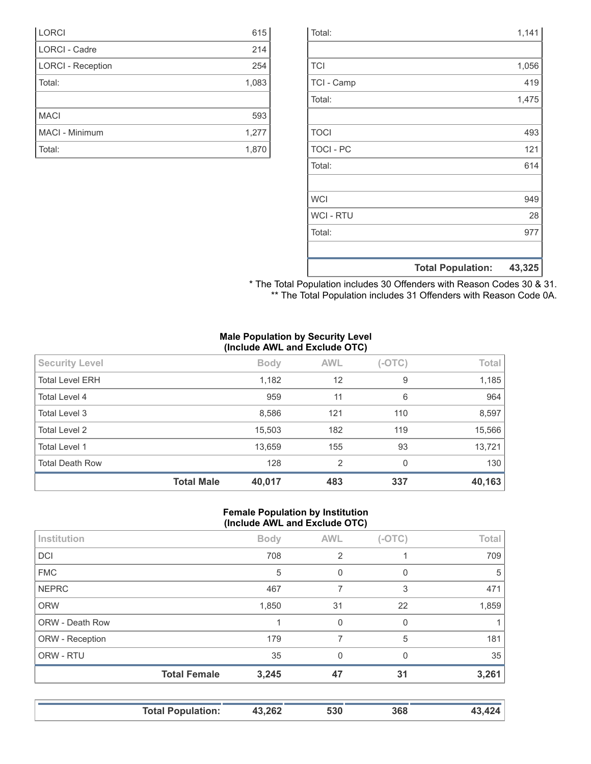| | |
|---|---|
| LORCI | 615 |
| LORCI - Cadre | 214 |
| LORCI - Reception | 254 |
| Total: | 1,083 |
| | |
| MACI | 593 |
| MACI - Minimum | 1,277 |
| Total: | 1,870 |

| | |
|---|---|
| Total: | 1,141 |
| | |
| TCI | 1,056 |
| TCI - Camp | 419 |
| Total: | 1,475 |
| | |
| TOCI | 493 |
| TOCI - PC | 121 |
| Total: | 614 |
| | |
| WCI | 949 |
| WCI - RTU | 28 |
| Total: | 977 |
| | |
| **Total Population:** | **43,325** |

\* The Total Population includes 30 Offenders with Reason Codes 30 & 31.
\*\* The Total Population includes 31 Offenders with Reason Code 0A.

**Male Population by Security Level (Include AWL and Exclude OTC)**

| Security Level | Body | AWL | (-OTC) | Total |
|---|---|---|---|---|
| Total Level ERH | 1,182 | 12 | 9 | 1,185 |
| Total Level 4 | 959 | 11 | 6 | 964 |
| Total Level 3 | 8,586 | 121 | 110 | 8,597 |
| Total Level 2 | 15,503 | 182 | 119 | 15,566 |
| Total Level 1 | 13,659 | 155 | 93 | 13,721 |
| Total Death Row | 128 | 2 | 0 | 130 |
| **Total Male** | **40,017** | **483** | **337** | **40,163** |

**Female Population by Institution (Include AWL and Exclude OTC)**

| Institution | Body | AWL | (-OTC) | Total |
|---|---|---|---|---|
| DCI | 708 | 2 | 1 | 709 |
| FMC | 5 | 0 | 0 | 5 |
| NEPRC | 467 | 7 | 3 | 471 |
| ORW | 1,850 | 31 | 22 | 1,859 |
| ORW - Death Row | 1 | 0 | 0 | 1 |
| ORW - Reception | 179 | 7 | 5 | 181 |
| ORW - RTU | 35 | 0 | 0 | 35 |
| **Total Female** | **3,245** | **47** | **31** | **3,261** |

| | Body | AWL | (-OTC) | Total |
|---|---|---|---|---|
| **Total Population:** | **43,262** | **530** | **368** | **43,424** |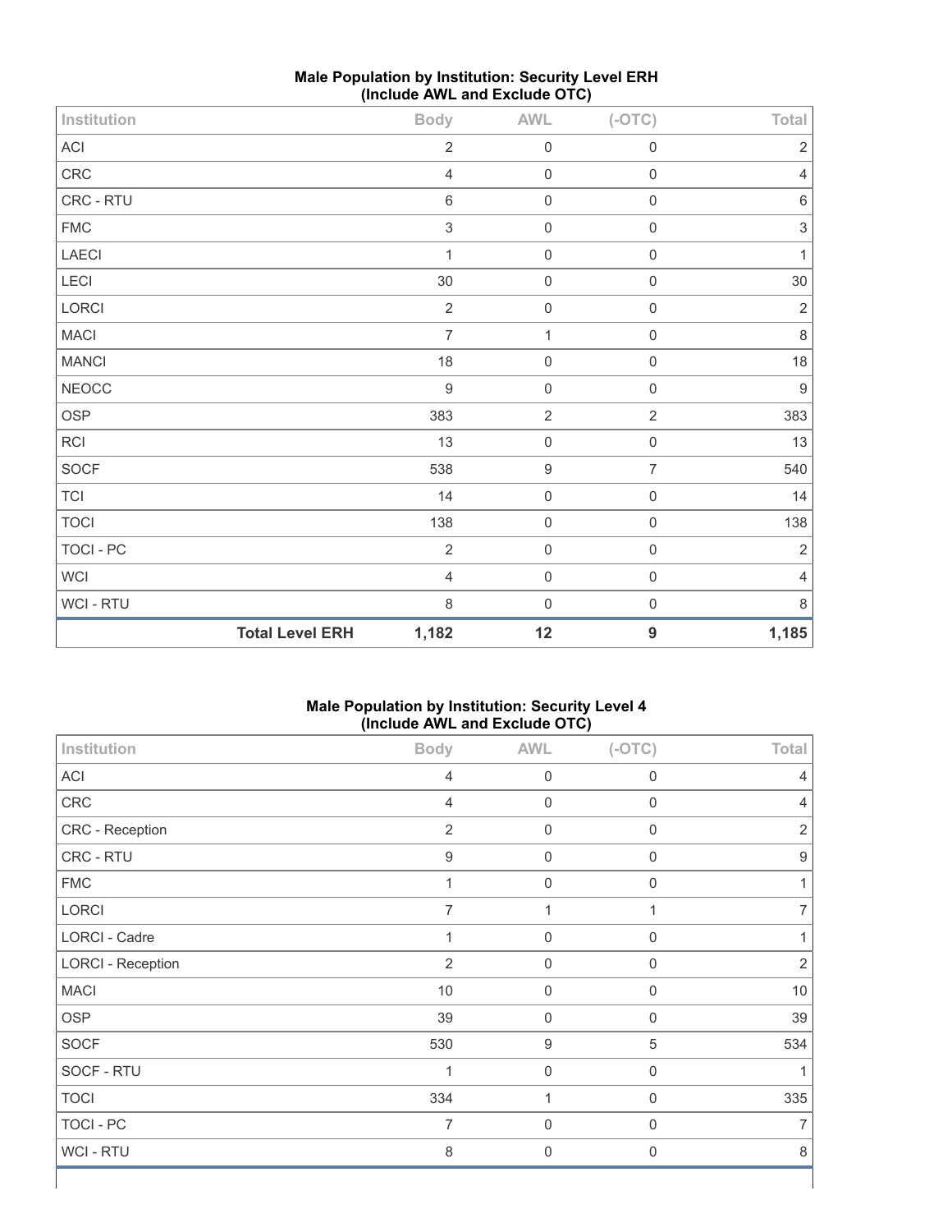**Male Population by Institution: Security Level ERH (Include AWL and Exclude OTC)**

| Institution | Body | AWL | (-OTC) | Total |
|---|---|---|---|---|
| ACI | 2 | 0 | 0 | 2 |
| CRC | 4 | 0 | 0 | 4 |
| CRC - RTU | 6 | 0 | 0 | 6 |
| FMC | 3 | 0 | 0 | 3 |
| LAECI | 1 | 0 | 0 | 1 |
| LECI | 30 | 0 | 0 | 30 |
| LORCI | 2 | 0 | 0 | 2 |
| MACI | 7 | 1 | 0 | 8 |
| MANCI | 18 | 0 | 0 | 18 |
| NEOCC | 9 | 0 | 0 | 9 |
| OSP | 383 | 2 | 2 | 383 |
| RCI | 13 | 0 | 0 | 13 |
| SOCF | 538 | 9 | 7 | 540 |
| TCI | 14 | 0 | 0 | 14 |
| TOCI | 138 | 0 | 0 | 138 |
| TOCI - PC | 2 | 0 | 0 | 2 |
| WCI | 4 | 0 | 0 | 4 |
| WCI - RTU | 8 | 0 | 0 | 8 |
| **Total Level ERH** | **1,182** | **12** | **9** | **1,185** |

**Male Population by Institution: Security Level 4 (Include AWL and Exclude OTC)**

| Institution | Body | AWL | (-OTC) | Total |
|---|---|---|---|---|
| ACI | 4 | 0 | 0 | 4 |
| CRC | 4 | 0 | 0 | 4 |
| CRC - Reception | 2 | 0 | 0 | 2 |
| CRC - RTU | 9 | 0 | 0 | 9 |
| FMC | 1 | 0 | 0 | 1 |
| LORCI | 7 | 1 | 1 | 7 |
| LORCI - Cadre | 1 | 0 | 0 | 1 |
| LORCI - Reception | 2 | 0 | 0 | 2 |
| MACI | 10 | 0 | 0 | 10 |
| OSP | 39 | 0 | 0 | 39 |
| SOCF | 530 | 9 | 5 | 534 |
| SOCF - RTU | 1 | 0 | 0 | 1 |
| TOCI | 334 | 1 | 0 | 335 |
| TOCI - PC | 7 | 0 | 0 | 7 |
| WCI - RTU | 8 | 0 | 0 | 8 |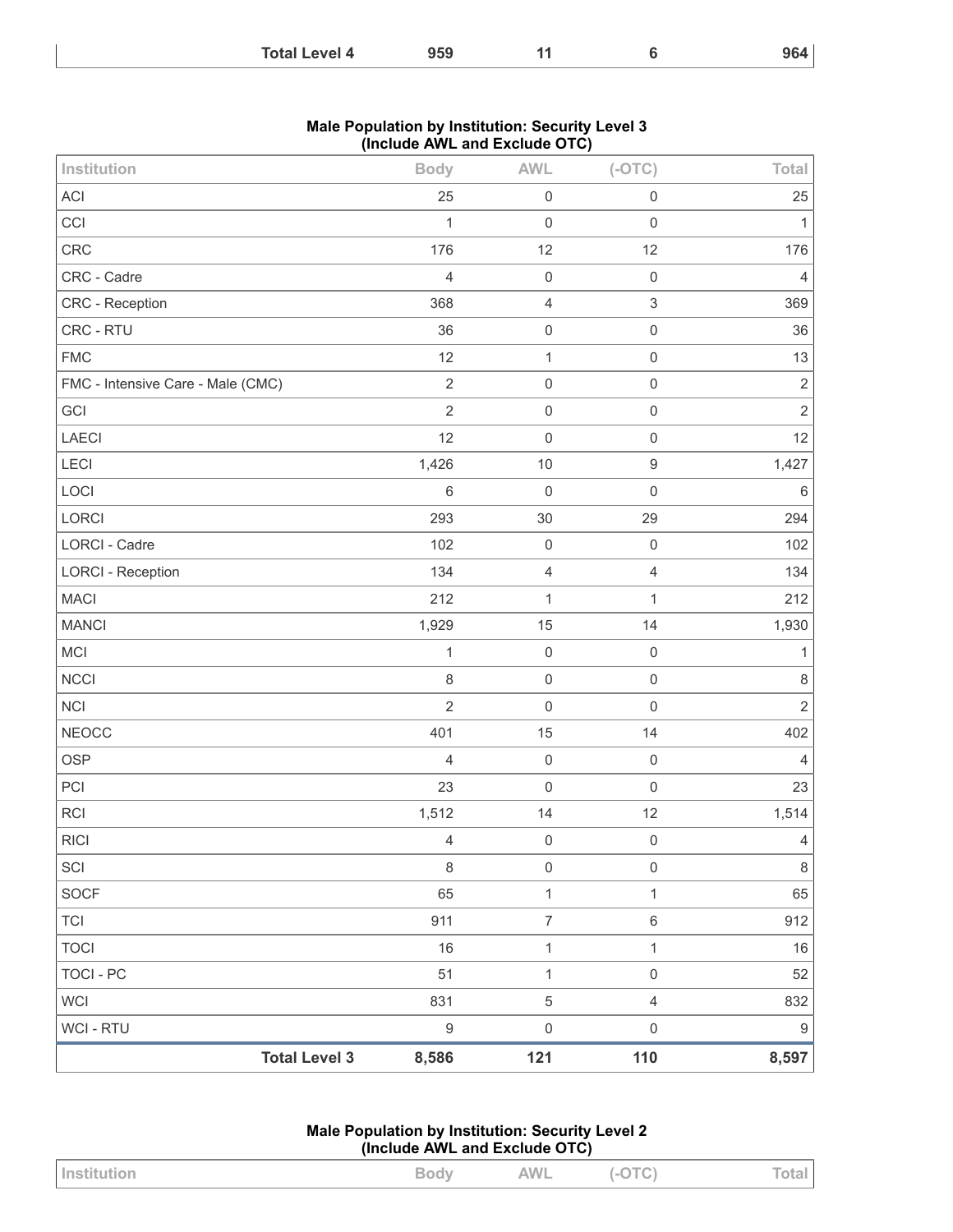| | Body | AWL | (-OTC) | Total |
|---|---|---|---|---|
| **Total Level 4** | **959** | **11** | **6** | **964** |

**Male Population by Institution: Security Level 3 (Include AWL and Exclude OTC)**

| Institution | Body | AWL | (-OTC) | Total |
|---|---|---|---|---|
| ACI | 25 | 0 | 0 | 25 |
| CCI | 1 | 0 | 0 | 1 |
| CRC | 176 | 12 | 12 | 176 |
| CRC - Cadre | 4 | 0 | 0 | 4 |
| CRC - Reception | 368 | 4 | 3 | 369 |
| CRC - RTU | 36 | 0 | 0 | 36 |
| FMC | 12 | 1 | 0 | 13 |
| FMC - Intensive Care - Male (CMC) | 2 | 0 | 0 | 2 |
| GCI | 2 | 0 | 0 | 2 |
| LAECI | 12 | 0 | 0 | 12 |
| LECI | 1,426 | 10 | 9 | 1,427 |
| LOCI | 6 | 0 | 0 | 6 |
| LORCI | 293 | 30 | 29 | 294 |
| LORCI - Cadre | 102 | 0 | 0 | 102 |
| LORCI - Reception | 134 | 4 | 4 | 134 |
| MACI | 212 | 1 | 1 | 212 |
| MANCI | 1,929 | 15 | 14 | 1,930 |
| MCI | 1 | 0 | 0 | 1 |
| NCCI | 8 | 0 | 0 | 8 |
| NCI | 2 | 0 | 0 | 2 |
| NEOCC | 401 | 15 | 14 | 402 |
| OSP | 4 | 0 | 0 | 4 |
| PCI | 23 | 0 | 0 | 23 |
| RCI | 1,512 | 14 | 12 | 1,514 |
| RICI | 4 | 0 | 0 | 4 |
| SCI | 8 | 0 | 0 | 8 |
| SOCF | 65 | 1 | 1 | 65 |
| TCI | 911 | 7 | 6 | 912 |
| TOCI | 16 | 1 | 1 | 16 |
| TOCI - PC | 51 | 1 | 0 | 52 |
| WCI | 831 | 5 | 4 | 832 |
| WCI - RTU | 9 | 0 | 0 | 9 |
| **Total Level 3** | **8,586** | **121** | **110** | **8,597** |

**Male Population by Institution: Security Level 2 (Include AWL and Exclude OTC)**

| Institution | Body | AWL | (-OTC) | Total |
|---|---|---|---|---|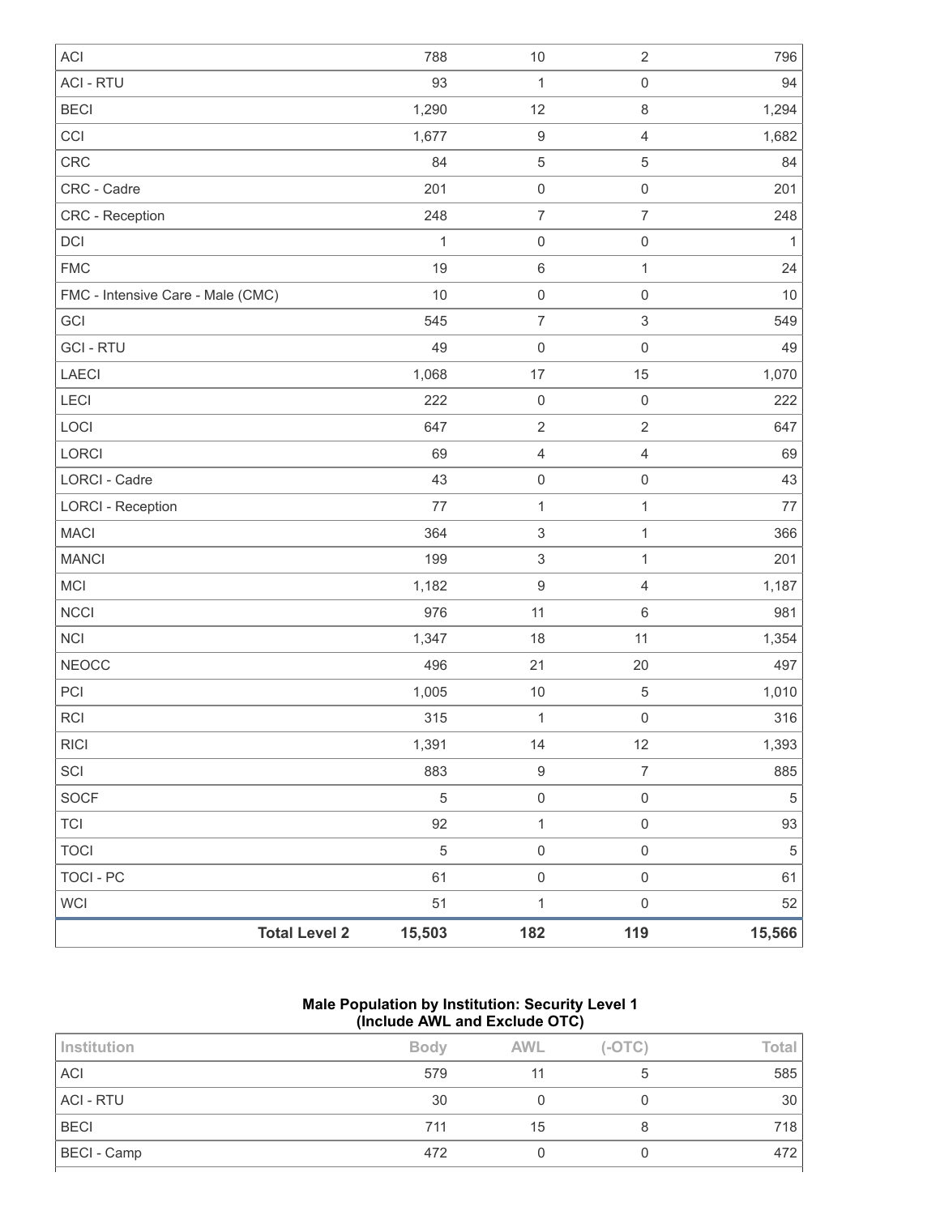| | | | | |
|---|---|---|---|---|
| ACI | 788 | 10 | 2 | 796 |
| ACI - RTU | 93 | 1 | 0 | 94 |
| BECI | 1,290 | 12 | 8 | 1,294 |
| CCI | 1,677 | 9 | 4 | 1,682 |
| CRC | 84 | 5 | 5 | 84 |
| CRC - Cadre | 201 | 0 | 0 | 201 |
| CRC - Reception | 248 | 7 | 7 | 248 |
| DCI | 1 | 0 | 0 | 1 |
| FMC | 19 | 6 | 1 | 24 |
| FMC - Intensive Care - Male (CMC) | 10 | 0 | 0 | 10 |
| GCI | 545 | 7 | 3 | 549 |
| GCI - RTU | 49 | 0 | 0 | 49 |
| LAECI | 1,068 | 17 | 15 | 1,070 |
| LECI | 222 | 0 | 0 | 222 |
| LOCI | 647 | 2 | 2 | 647 |
| LORCI | 69 | 4 | 4 | 69 |
| LORCI - Cadre | 43 | 0 | 0 | 43 |
| LORCI - Reception | 77 | 1 | 1 | 77 |
| MACI | 364 | 3 | 1 | 366 |
| MANCI | 199 | 3 | 1 | 201 |
| MCI | 1,182 | 9 | 4 | 1,187 |
| NCCI | 976 | 11 | 6 | 981 |
| NCI | 1,347 | 18 | 11 | 1,354 |
| NEOCC | 496 | 21 | 20 | 497 |
| PCI | 1,005 | 10 | 5 | 1,010 |
| RCI | 315 | 1 | 0 | 316 |
| RICI | 1,391 | 14 | 12 | 1,393 |
| SCI | 883 | 9 | 7 | 885 |
| SOCF | 5 | 0 | 0 | 5 |
| TCI | 92 | 1 | 0 | 93 |
| TOCI | 5 | 0 | 0 | 5 |
| TOCI - PC | 61 | 0 | 0 | 61 |
| WCI | 51 | 1 | 0 | 52 |
| **Total Level 2** | **15,503** | **182** | **119** | **15,566** |

**Male Population by Institution: Security Level 1**
**(Include AWL and Exclude OTC)**

| Institution | Body | AWL | (-OTC) | Total |
|---|---|---|---|---|
| ACI | 579 | 11 | 5 | 585 |
| ACI - RTU | 30 | 0 | 0 | 30 |
| BECI | 711 | 15 | 8 | 718 |
| BECI - Camp | 472 | 0 | 0 | 472 |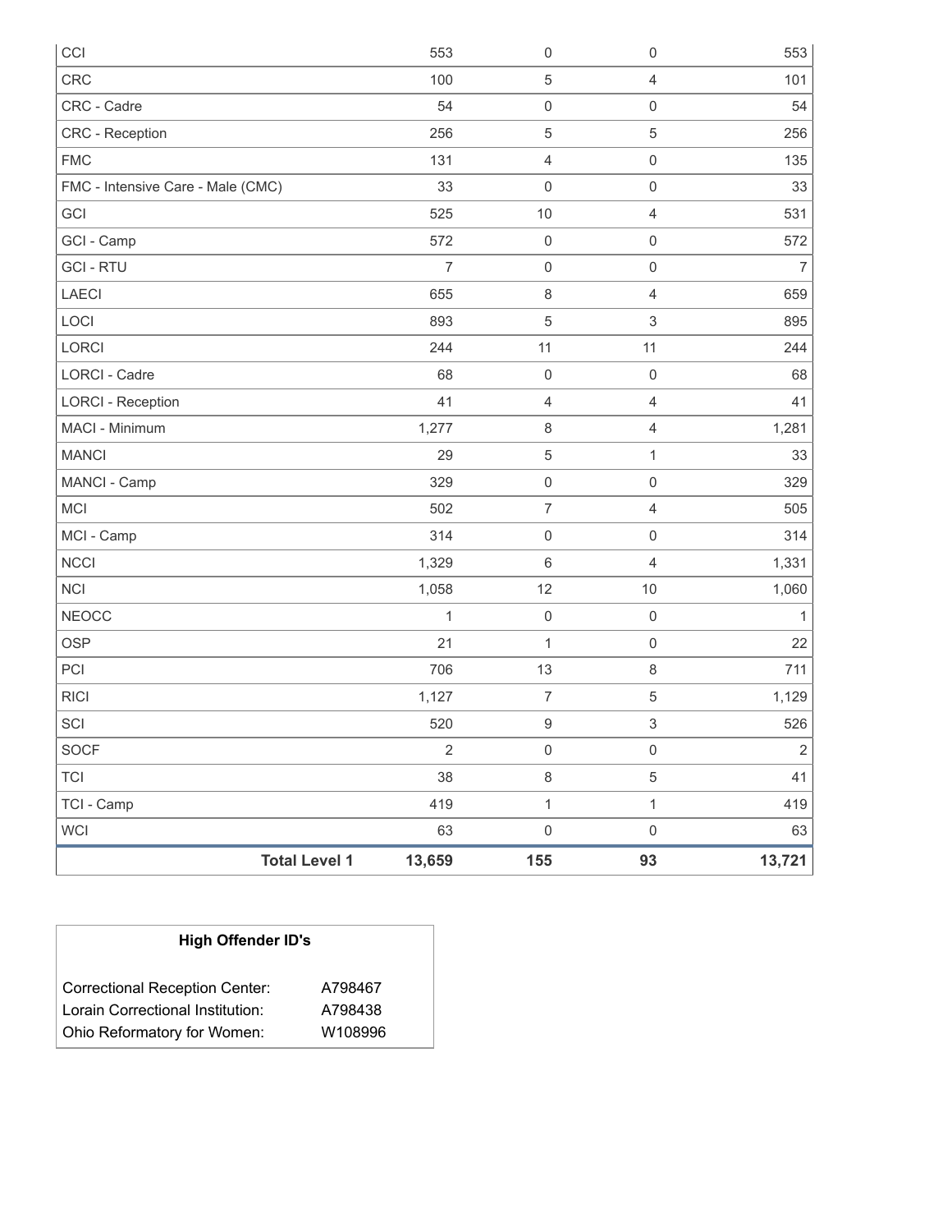| | | | | |
|---|---|---|---|---|
| CCI | 553 | 0 | 0 | 553 |
| CRC | 100 | 5 | 4 | 101 |
| CRC - Cadre | 54 | 0 | 0 | 54 |
| CRC - Reception | 256 | 5 | 5 | 256 |
| FMC | 131 | 4 | 0 | 135 |
| FMC - Intensive Care - Male (CMC) | 33 | 0 | 0 | 33 |
| GCI | 525 | 10 | 4 | 531 |
| GCI - Camp | 572 | 0 | 0 | 572 |
| GCI - RTU | 7 | 0 | 0 | 7 |
| LAECI | 655 | 8 | 4 | 659 |
| LOCI | 893 | 5 | 3 | 895 |
| LORCI | 244 | 11 | 11 | 244 |
| LORCI - Cadre | 68 | 0 | 0 | 68 |
| LORCI - Reception | 41 | 4 | 4 | 41 |
| MACI - Minimum | 1,277 | 8 | 4 | 1,281 |
| MANCI | 29 | 5 | 1 | 33 |
| MANCI - Camp | 329 | 0 | 0 | 329 |
| MCI | 502 | 7 | 4 | 505 |
| MCI - Camp | 314 | 0 | 0 | 314 |
| NCCI | 1,329 | 6 | 4 | 1,331 |
| NCI | 1,058 | 12 | 10 | 1,060 |
| NEOCC | 1 | 0 | 0 | 1 |
| OSP | 21 | 1 | 0 | 22 |
| PCI | 706 | 13 | 8 | 711 |
| RICI | 1,127 | 7 | 5 | 1,129 |
| SCI | 520 | 9 | 3 | 526 |
| SOCF | 2 | 0 | 0 | 2 |
| TCI | 38 | 8 | 5 | 41 |
| TCI - Camp | 419 | 1 | 1 | 419 |
| WCI | 63 | 0 | 0 | 63 |
| **Total Level 1** | **13,659** | **155** | **93** | **13,721** |

| High Offender ID's | |
|---|---|
| Correctional Reception Center: | A798467 |
| Lorain Correctional Institution: | A798438 |
| Ohio Reformatory for Women: | W108996 |